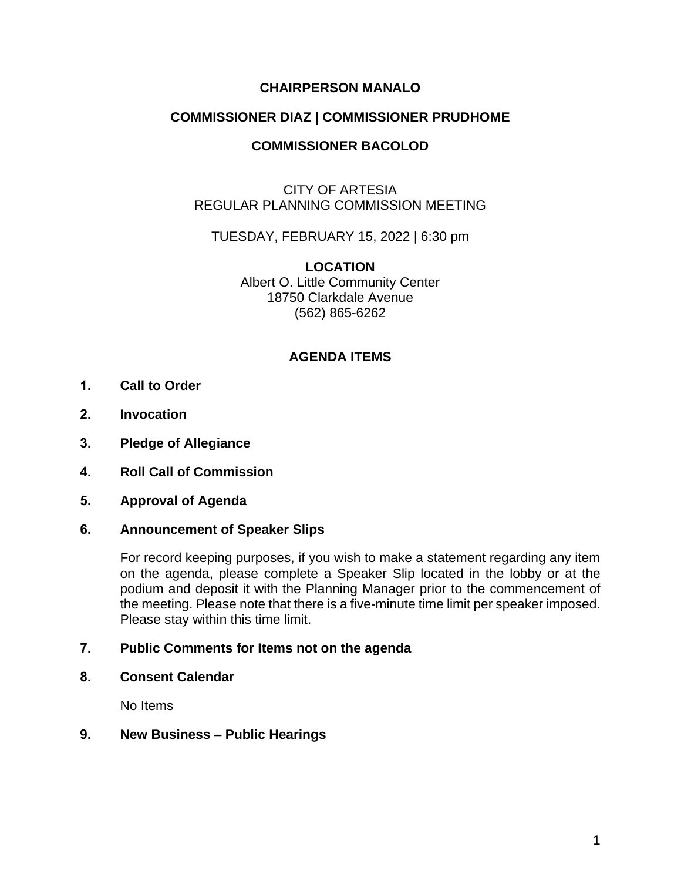**CHAIRPERSON MANALO**

**COMMISSIONER DIAZ | COMMISSIONER PRUDHOME**

**COMMISSIONER BACOLOD**

CITY OF ARTESIA
REGULAR PLANNING COMMISSION MEETING

TUESDAY, FEBRUARY 15, 2022 | 6:30 pm

**LOCATION**
Albert O. Little Community Center
18750 Clarkdale Avenue
(562) 865-6262

## AGENDA ITEMS

1. **Call to Order**

2. **Invocation**

3. **Pledge of Allegiance**

4. **Roll Call of Commission**

5. **Approval of Agenda**

6. **Announcement of Speaker Slips**

   For record keeping purposes, if you wish to make a statement regarding any item on the agenda, please complete a Speaker Slip located in the lobby or at the podium and deposit it with the Planning Manager prior to the commencement of the meeting. Please note that there is a five-minute time limit per speaker imposed. Please stay within this time limit.

7. **Public Comments for Items not on the agenda**

8. **Consent Calendar**

   No Items

9. **New Business – Public Hearings**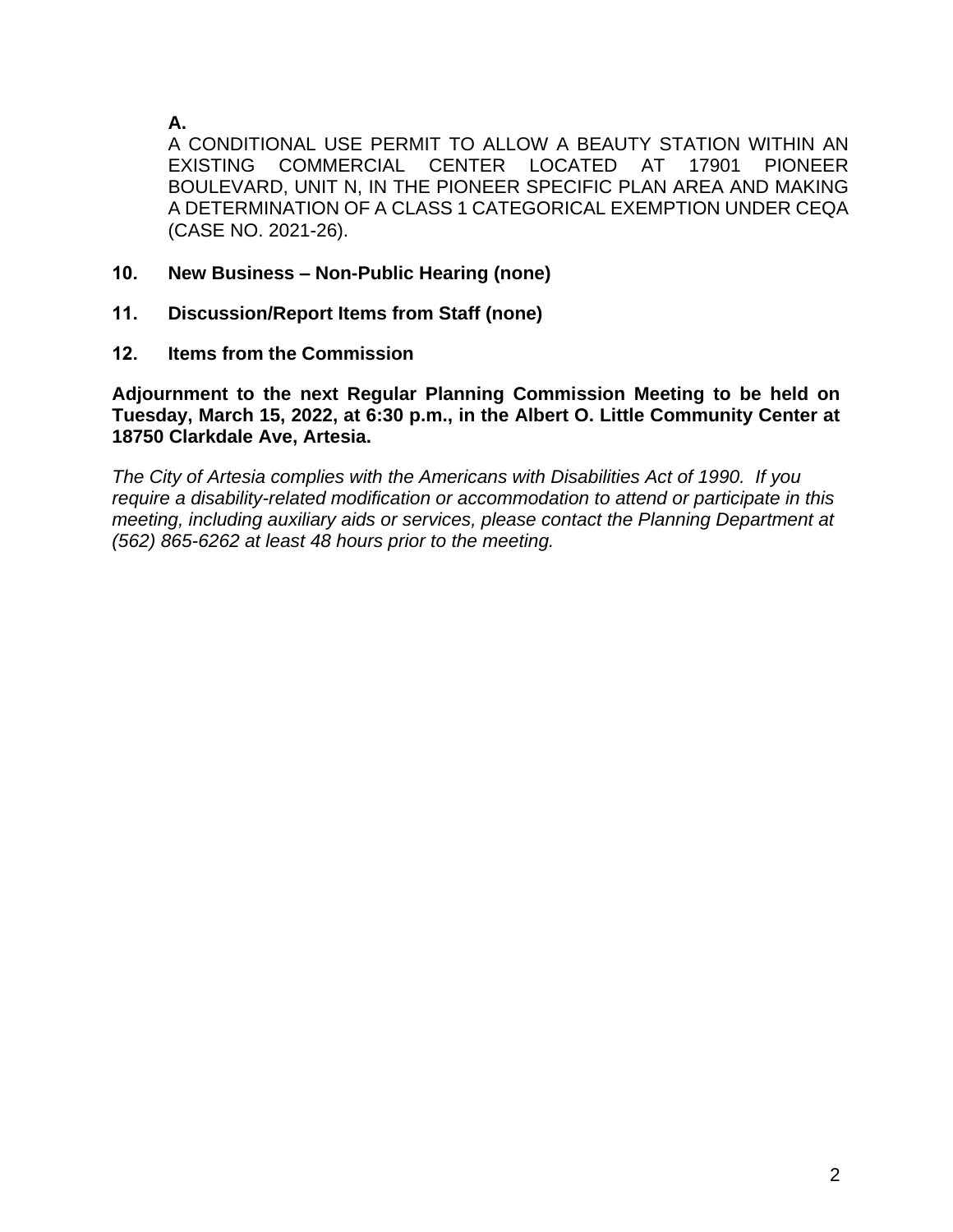**A.**

A CONDITIONAL USE PERMIT TO ALLOW A BEAUTY STATION WITHIN AN EXISTING COMMERCIAL CENTER LOCATED AT 17901 PIONEER BOULEVARD, UNIT N, IN THE PIONEER SPECIFIC PLAN AREA AND MAKING A DETERMINATION OF A CLASS 1 CATEGORICAL EXEMPTION UNDER CEQA (CASE NO. 2021-26).

**10. New Business – Non-Public Hearing (none)**

**11. Discussion/Report Items from Staff (none)**

**12. Items from the Commission**

**Adjournment to the next Regular Planning Commission Meeting to be held on Tuesday, March 15, 2022, at 6:30 p.m., in the Albert O. Little Community Center at 18750 Clarkdale Ave, Artesia.**

*The City of Artesia complies with the Americans with Disabilities Act of 1990. If you require a disability-related modification or accommodation to attend or participate in this meeting, including auxiliary aids or services, please contact the Planning Department at (562) 865-6262 at least 48 hours prior to the meeting.*